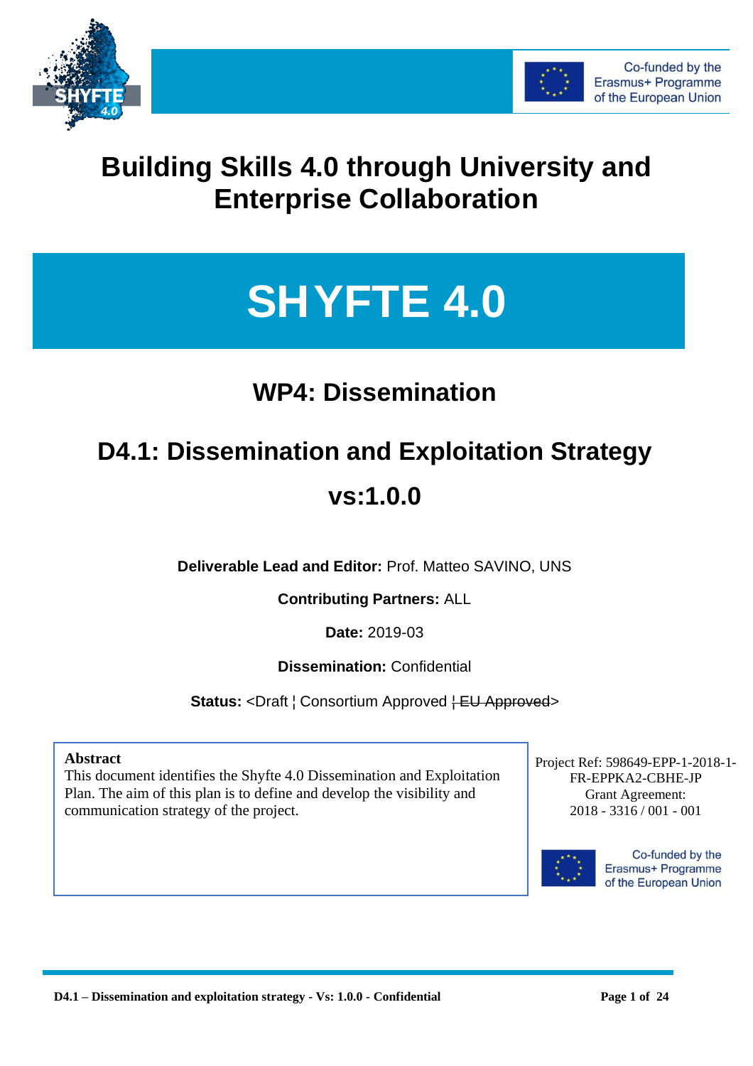Co-funded by the Erasmus+ Programme of the European Union

# Building Skills 4.0 through University and Enterprise Collaboration

# SHYFTE 4.0

## WP4: Dissemination

## D4.1: Dissemination and Exploitation Strategy

## vs:1.0.0

**Deliverable Lead and Editor:** Prof. Matteo SAVINO, UNS

**Contributing Partners:** ALL

**Date:** 2019-03

**Dissemination:** Confidential

**Status:** <Draft ¦ Consortium Approved ~~¦ EU Approved~~>

**Abstract**

This document identifies the Shyfte 4.0 Dissemination and Exploitation Plan. The aim of this plan is to define and develop the visibility and communication strategy of the project.

Project Ref: 598649-EPP-1-2018-1-FR-EPPKA2-CBHE-JP

Grant Agreement: 2018 - 3316 / 001 - 001

Co-funded by the Erasmus+ Programme of the European Union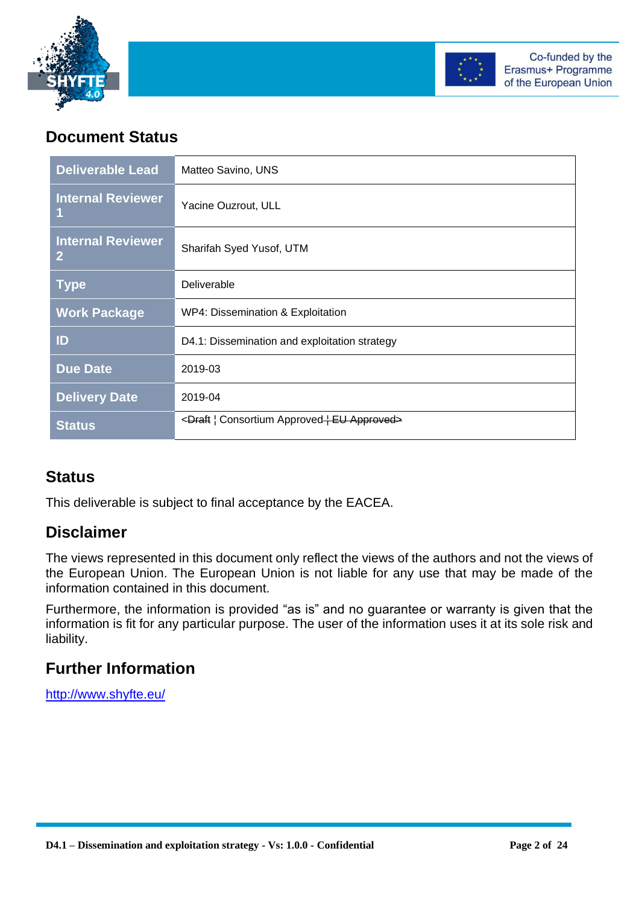## Document Status

| Deliverable Lead | Matteo Savino, UNS |
|---|---|
| Internal Reviewer 1 | Yacine Ouzrout, ULL |
| Internal Reviewer 2 | Sharifah Syed Yusof, UTM |
| Type | Deliverable |
| Work Package | WP4: Dissemination & Exploitation |
| ID | D4.1: Dissemination and exploitation strategy |
| Due Date | 2019-03 |
| Delivery Date | 2019-04 |
| Status | <~~Draft~~ ¦ Consortium Approved ~~¦ EU Approved~~> |

## Status

This deliverable is subject to final acceptance by the EACEA.

## Disclaimer

The views represented in this document only reflect the views of the authors and not the views of the European Union. The European Union is not liable for any use that may be made of the information contained in this document.

Furthermore, the information is provided "as is" and no guarantee or warranty is given that the information is fit for any particular purpose. The user of the information uses it at its sole risk and liability.

## Further Information

http://www.shyfte.eu/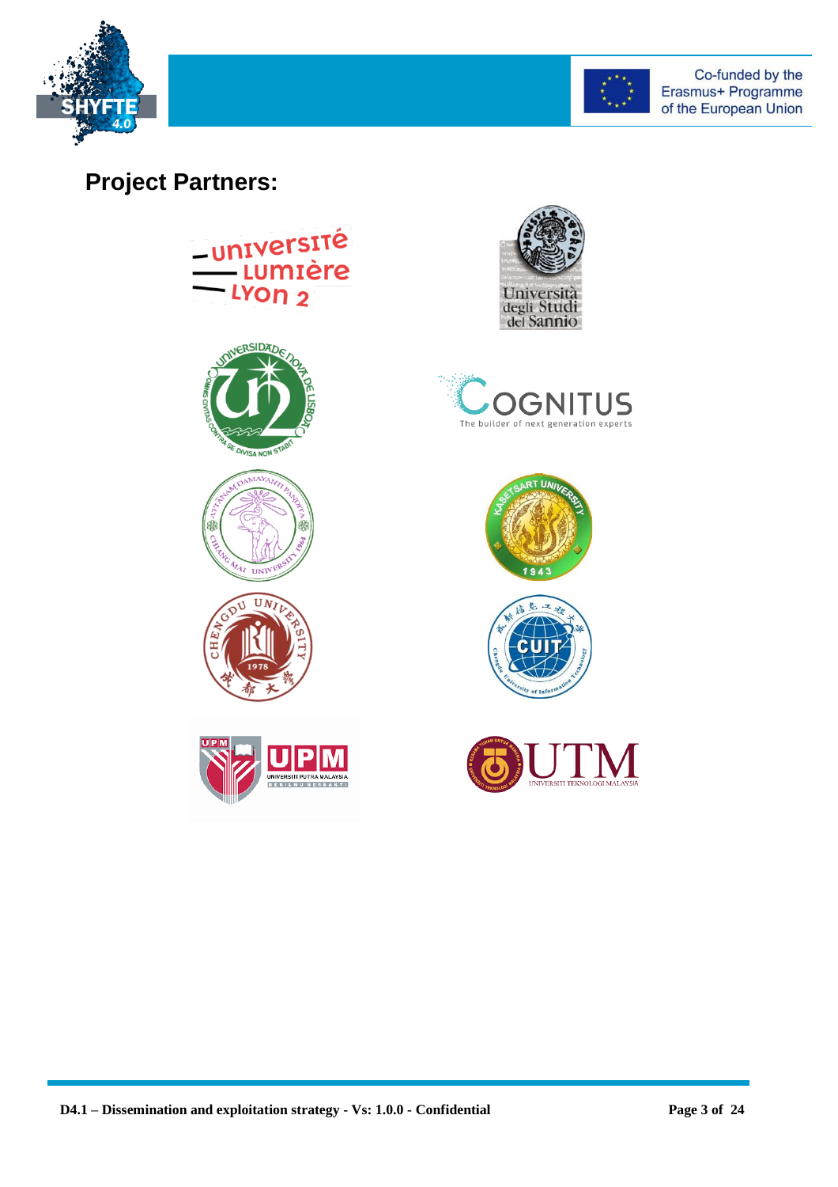## Project Partners: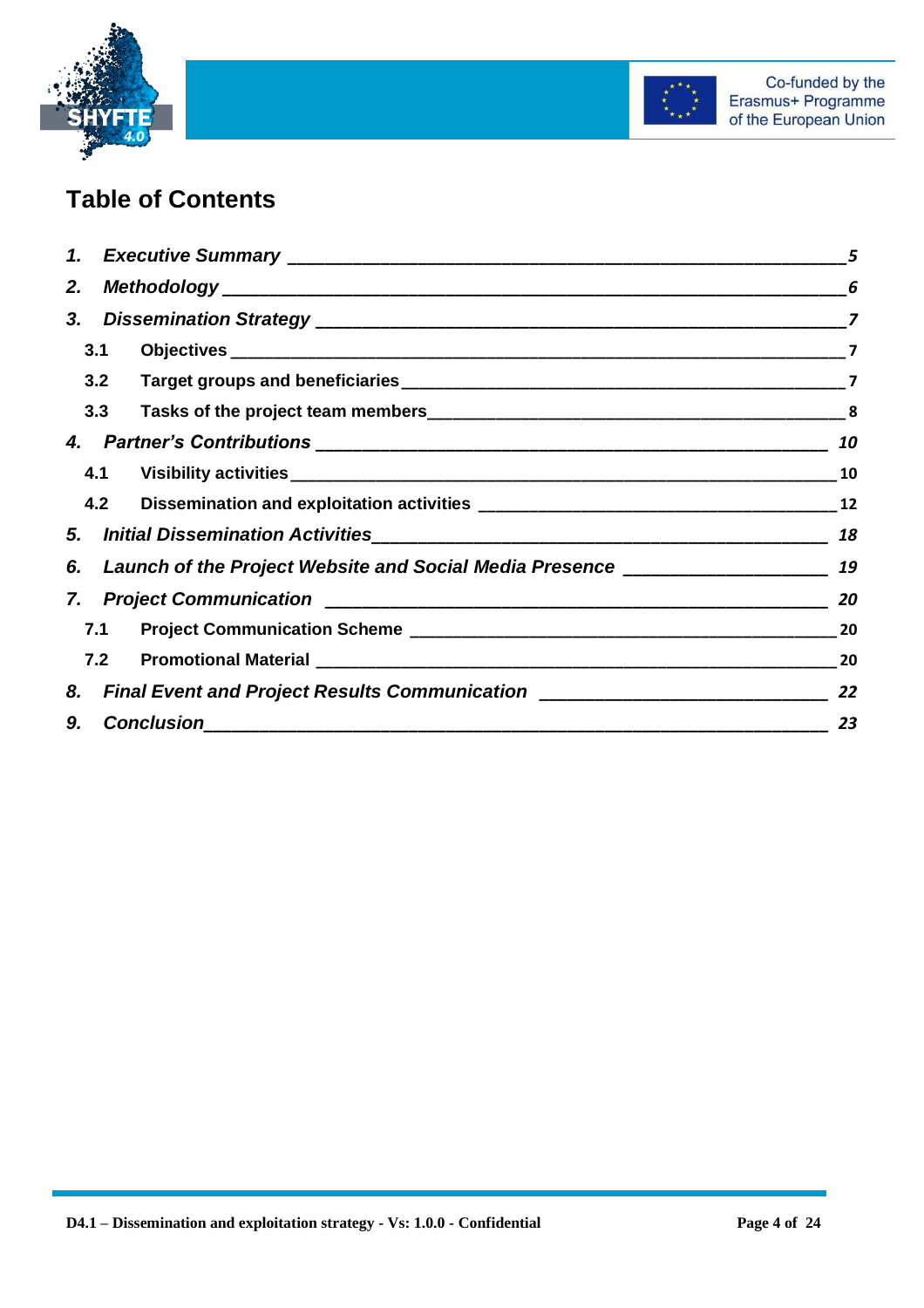# Table of Contents

1. *Executive Summary* — 5
2. *Methodology* — 6
3. *Dissemination Strategy* — 7
   - 3.1 Objectives — 7
   - 3.2 Target groups and beneficiaries — 7
   - 3.3 Tasks of the project team members — 8
4. *Partner's Contributions* — 10
   - 4.1 Visibility activities — 10
   - 4.2 Dissemination and exploitation activities — 12
5. *Initial Dissemination Activities* — 18
6. *Launch of the Project Website and Social Media Presence* — 19
7. *Project Communication* — 20
   - 7.1 Project Communication Scheme — 20
   - 7.2 Promotional Material — 20
8. *Final Event and Project Results Communication* — 22
9. *Conclusion* — 23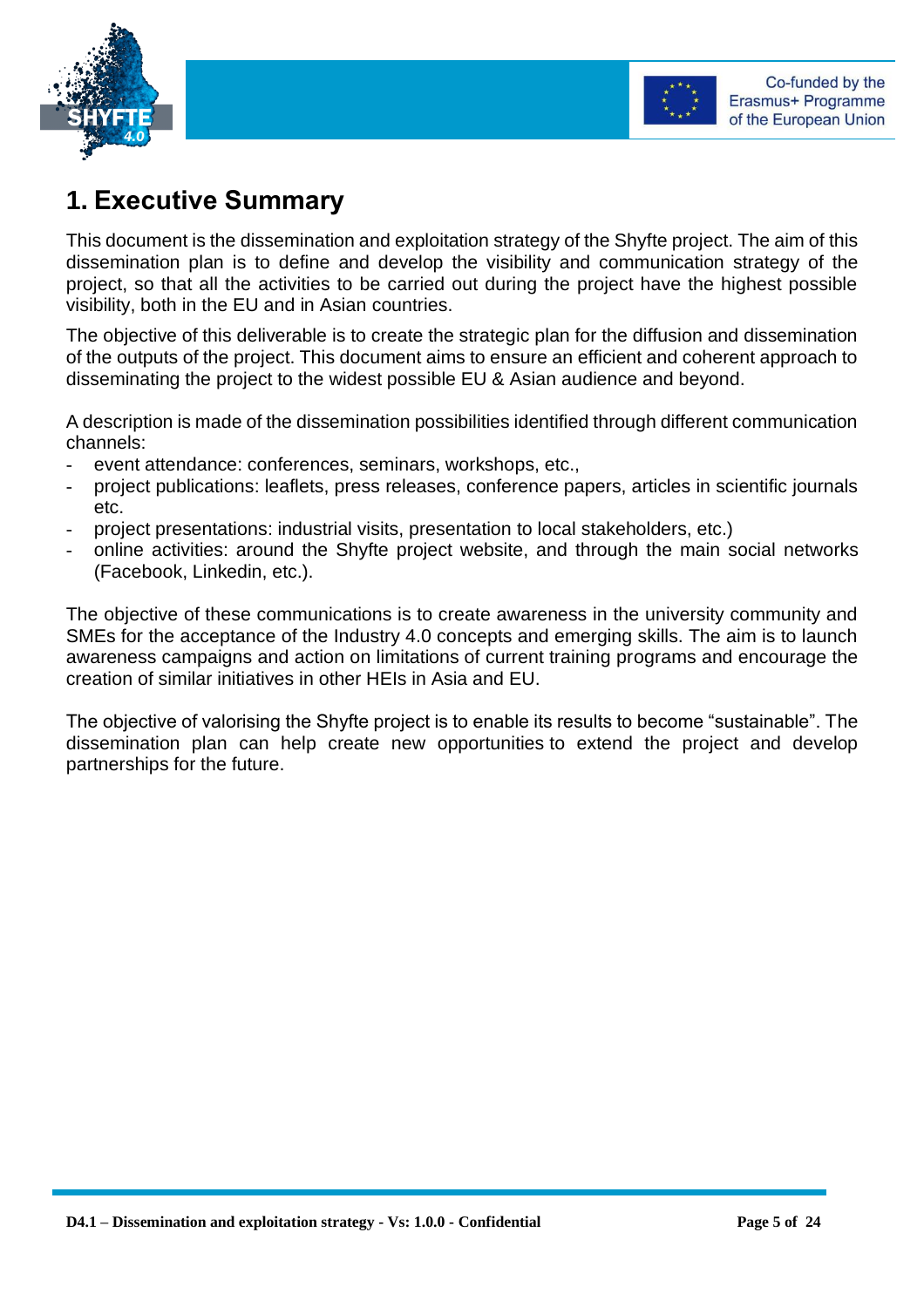# 1. Executive Summary

This document is the dissemination and exploitation strategy of the Shyfte project. The aim of this dissemination plan is to define and develop the visibility and communication strategy of the project, so that all the activities to be carried out during the project have the highest possible visibility, both in the EU and in Asian countries.

The objective of this deliverable is to create the strategic plan for the diffusion and dissemination of the outputs of the project. This document aims to ensure an efficient and coherent approach to disseminating the project to the widest possible EU & Asian audience and beyond.

A description is made of the dissemination possibilities identified through different communication channels:

- event attendance: conferences, seminars, workshops, etc.,
- project publications: leaflets, press releases, conference papers, articles in scientific journals etc.
- project presentations: industrial visits, presentation to local stakeholders, etc.)
- online activities: around the Shyfte project website, and through the main social networks (Facebook, Linkedin, etc.).

The objective of these communications is to create awareness in the university community and SMEs for the acceptance of the Industry 4.0 concepts and emerging skills. The aim is to launch awareness campaigns and action on limitations of current training programs and encourage the creation of similar initiatives in other HEIs in Asia and EU.

The objective of valorising the Shyfte project is to enable its results to become "sustainable". The dissemination plan can help create new opportunities to extend the project and develop partnerships for the future.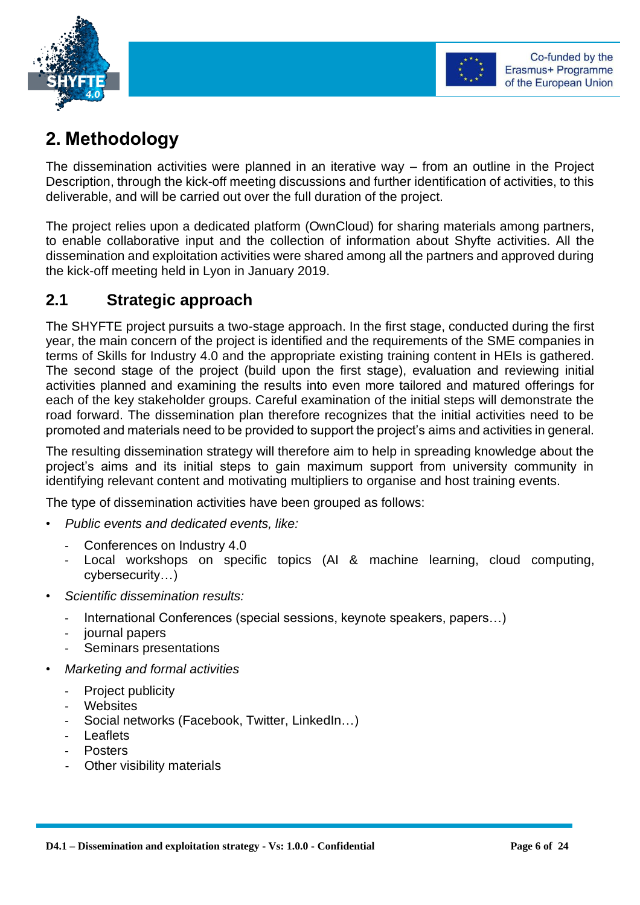# 2. Methodology

The dissemination activities were planned in an iterative way – from an outline in the Project Description, through the kick-off meeting discussions and further identification of activities, to this deliverable, and will be carried out over the full duration of the project.

The project relies upon a dedicated platform (OwnCloud) for sharing materials among partners, to enable collaborative input and the collection of information about Shyfte activities. All the dissemination and exploitation activities were shared among all the partners and approved during the kick-off meeting held in Lyon in January 2019.

## 2.1 Strategic approach

The SHYFTE project pursuits a two-stage approach. In the first stage, conducted during the first year, the main concern of the project is identified and the requirements of the SME companies in terms of Skills for Industry 4.0 and the appropriate existing training content in HEIs is gathered. The second stage of the project (build upon the first stage), evaluation and reviewing initial activities planned and examining the results into even more tailored and matured offerings for each of the key stakeholder groups. Careful examination of the initial steps will demonstrate the road forward. The dissemination plan therefore recognizes that the initial activities need to be promoted and materials need to be provided to support the project's aims and activities in general.

The resulting dissemination strategy will therefore aim to help in spreading knowledge about the project's aims and its initial steps to gain maximum support from university community in identifying relevant content and motivating multipliers to organise and host training events.

The type of dissemination activities have been grouped as follows:

- *Public events and dedicated events, like:*
  - Conferences on Industry 4.0
  - Local workshops on specific topics (AI & machine learning, cloud computing, cybersecurity…)
- *Scientific dissemination results:*
  - International Conferences (special sessions, keynote speakers, papers…)
  - journal papers
  - Seminars presentations
- *Marketing and formal activities*
  - Project publicity
  - Websites
  - Social networks (Facebook, Twitter, LinkedIn…)
  - Leaflets
  - Posters
  - Other visibility materials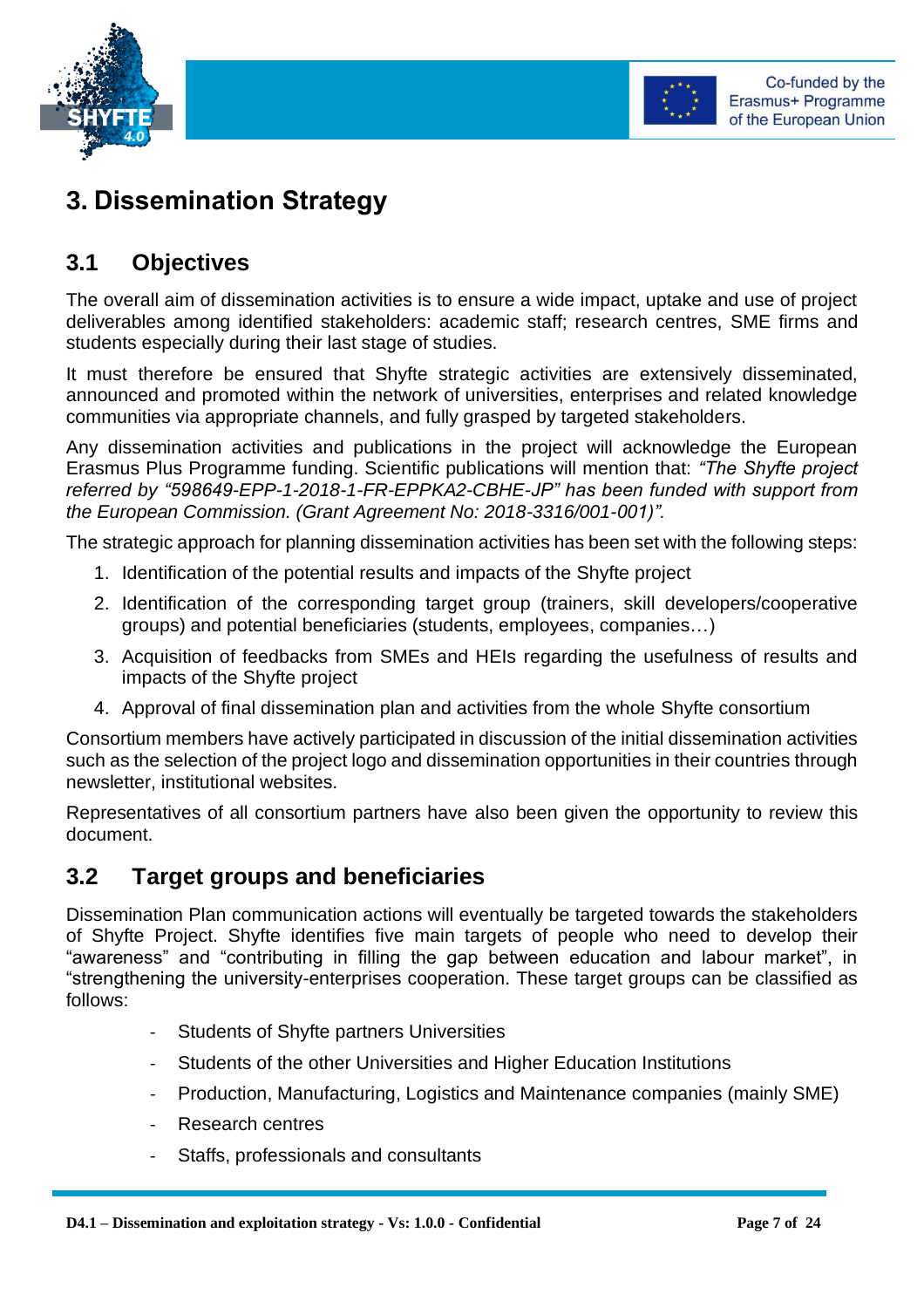# 3. Dissemination Strategy

## 3.1 Objectives

The overall aim of dissemination activities is to ensure a wide impact, uptake and use of project deliverables among identified stakeholders: academic staff; research centres, SME firms and students especially during their last stage of studies.

It must therefore be ensured that Shyfte strategic activities are extensively disseminated, announced and promoted within the network of universities, enterprises and related knowledge communities via appropriate channels, and fully grasped by targeted stakeholders.

Any dissemination activities and publications in the project will acknowledge the European Erasmus Plus Programme funding. Scientific publications will mention that: *"The Shyfte project referred by "598649-EPP-1-2018-1-FR-EPPKA2-CBHE-JP" has been funded with support from the European Commission. (Grant Agreement No: 2018-3316/001-001)".*

The strategic approach for planning dissemination activities has been set with the following steps:

1. Identification of the potential results and impacts of the Shyfte project
2. Identification of the corresponding target group (trainers, skill developers/cooperative groups) and potential beneficiaries (students, employees, companies…)
3. Acquisition of feedbacks from SMEs and HEIs regarding the usefulness of results and impacts of the Shyfte project
4. Approval of final dissemination plan and activities from the whole Shyfte consortium

Consortium members have actively participated in discussion of the initial dissemination activities such as the selection of the project logo and dissemination opportunities in their countries through newsletter, institutional websites.

Representatives of all consortium partners have also been given the opportunity to review this document.

## 3.2 Target groups and beneficiaries

Dissemination Plan communication actions will eventually be targeted towards the stakeholders of Shyfte Project. Shyfte identifies five main targets of people who need to develop their "awareness" and "contributing in filling the gap between education and labour market", in "strengthening the university-enterprises cooperation. These target groups can be classified as follows:

- Students of Shyfte partners Universities
- Students of the other Universities and Higher Education Institutions
- Production, Manufacturing, Logistics and Maintenance companies (mainly SME)
- Research centres
- Staffs, professionals and consultants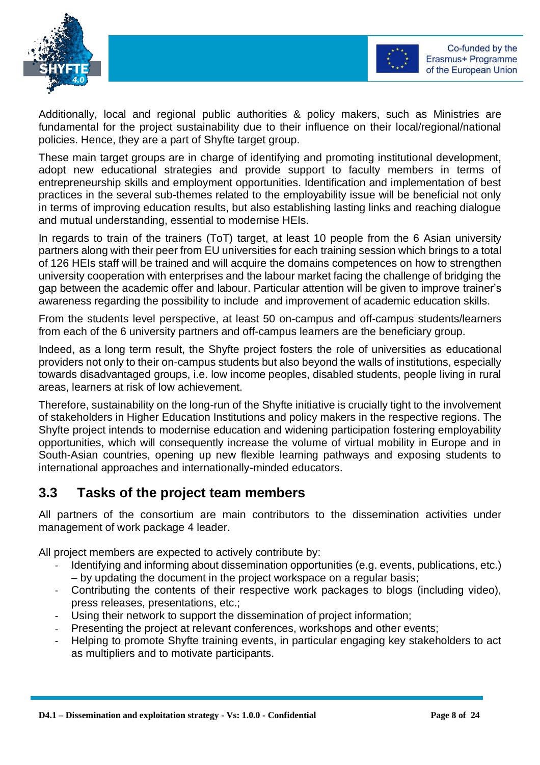Additionally, local and regional public authorities & policy makers, such as Ministries are fundamental for the project sustainability due to their influence on their local/regional/national policies. Hence, they are a part of Shyfte target group.

These main target groups are in charge of identifying and promoting institutional development, adopt new educational strategies and provide support to faculty members in terms of entrepreneurship skills and employment opportunities. Identification and implementation of best practices in the several sub-themes related to the employability issue will be beneficial not only in terms of improving education results, but also establishing lasting links and reaching dialogue and mutual understanding, essential to modernise HEIs.

In regards to train of the trainers (ToT) target, at least 10 people from the 6 Asian university partners along with their peer from EU universities for each training session which brings to a total of 126 HEIs staff will be trained and will acquire the domains competences on how to strengthen university cooperation with enterprises and the labour market facing the challenge of bridging the gap between the academic offer and labour. Particular attention will be given to improve trainer's awareness regarding the possibility to include and improvement of academic education skills.

From the students level perspective, at least 50 on-campus and off-campus students/learners from each of the 6 university partners and off-campus learners are the beneficiary group.

Indeed, as a long term result, the Shyfte project fosters the role of universities as educational providers not only to their on-campus students but also beyond the walls of institutions, especially towards disadvantaged groups, i.e. low income peoples, disabled students, people living in rural areas, learners at risk of low achievement.

Therefore, sustainability on the long-run of the Shyfte initiative is crucially tight to the involvement of stakeholders in Higher Education Institutions and policy makers in the respective regions. The Shyfte project intends to modernise education and widening participation fostering employability opportunities, which will consequently increase the volume of virtual mobility in Europe and in South-Asian countries, opening up new flexible learning pathways and exposing students to international approaches and internationally-minded educators.

## 3.3 Tasks of the project team members

All partners of the consortium are main contributors to the dissemination activities under management of work package 4 leader.

All project members are expected to actively contribute by:

- Identifying and informing about dissemination opportunities (e.g. events, publications, etc.) – by updating the document in the project workspace on a regular basis;
- Contributing the contents of their respective work packages to blogs (including video), press releases, presentations, etc.;
- Using their network to support the dissemination of project information;
- Presenting the project at relevant conferences, workshops and other events;
- Helping to promote Shyfte training events, in particular engaging key stakeholders to act as multipliers and to motivate participants.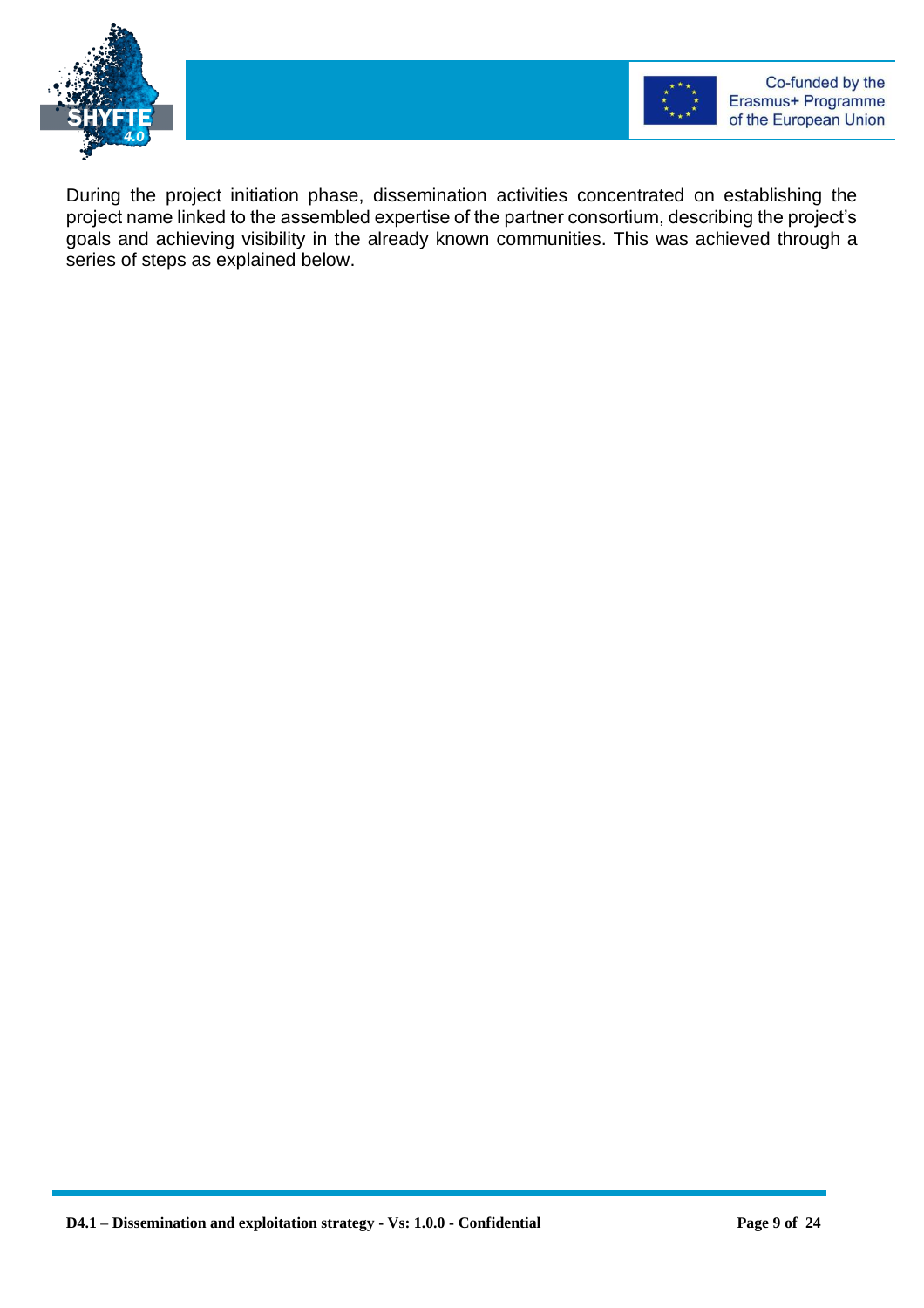During the project initiation phase, dissemination activities concentrated on establishing the project name linked to the assembled expertise of the partner consortium, describing the project's goals and achieving visibility in the already known communities. This was achieved through a series of steps as explained below.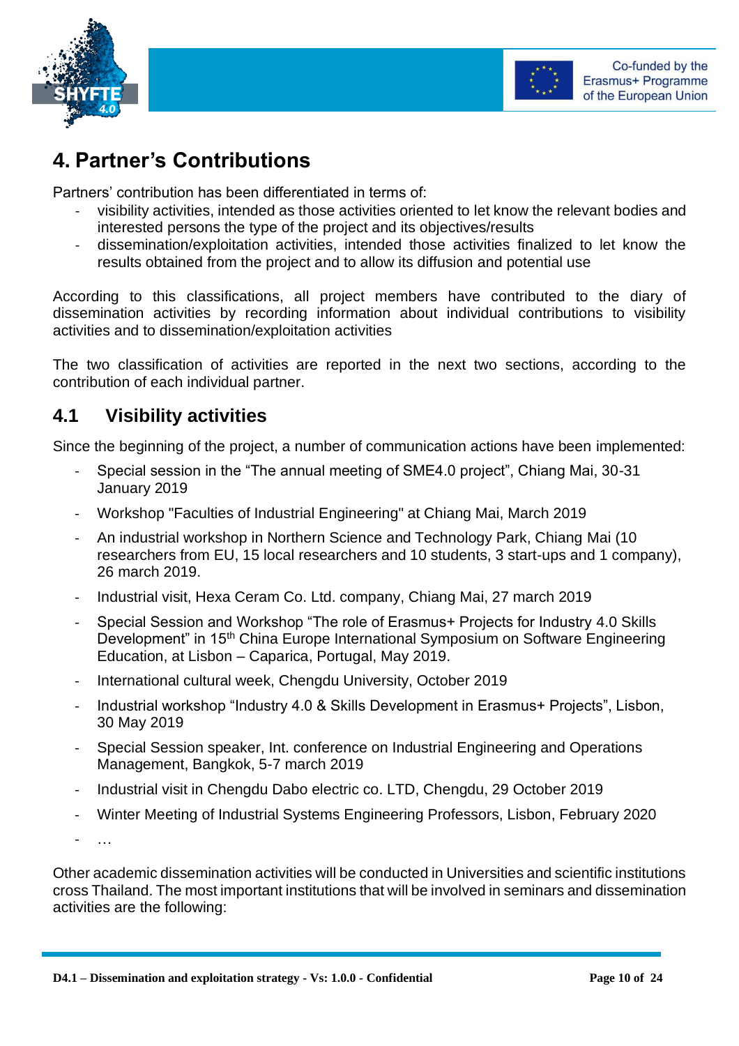# 4. Partner's Contributions

Partners' contribution has been differentiated in terms of:

- visibility activities, intended as those activities oriented to let know the relevant bodies and interested persons the type of the project and its objectives/results
- dissemination/exploitation activities, intended those activities finalized to let know the results obtained from the project and to allow its diffusion and potential use

According to this classifications, all project members have contributed to the diary of dissemination activities by recording information about individual contributions to visibility activities and to dissemination/exploitation activities

The two classification of activities are reported in the next two sections, according to the contribution of each individual partner.

## 4.1 Visibility activities

Since the beginning of the project, a number of communication actions have been implemented:

- Special session in the "The annual meeting of SME4.0 project", Chiang Mai, 30-31 January 2019
- Workshop "Faculties of Industrial Engineering" at Chiang Mai, March 2019
- An industrial workshop in Northern Science and Technology Park, Chiang Mai (10 researchers from EU, 15 local researchers and 10 students, 3 start-ups and 1 company), 26 march 2019.
- Industrial visit, Hexa Ceram Co. Ltd. company, Chiang Mai, 27 march 2019
- Special Session and Workshop "The role of Erasmus+ Projects for Industry 4.0 Skills Development" in 15th China Europe International Symposium on Software Engineering Education, at Lisbon – Caparica, Portugal, May 2019.
- International cultural week, Chengdu University, October 2019
- Industrial workshop "Industry 4.0 & Skills Development in Erasmus+ Projects", Lisbon, 30 May 2019
- Special Session speaker, Int. conference on Industrial Engineering and Operations Management, Bangkok, 5-7 march 2019
- Industrial visit in Chengdu Dabo electric co. LTD, Chengdu, 29 October 2019
- Winter Meeting of Industrial Systems Engineering Professors, Lisbon, February 2020
- …

Other academic dissemination activities will be conducted in Universities and scientific institutions cross Thailand. The most important institutions that will be involved in seminars and dissemination activities are the following: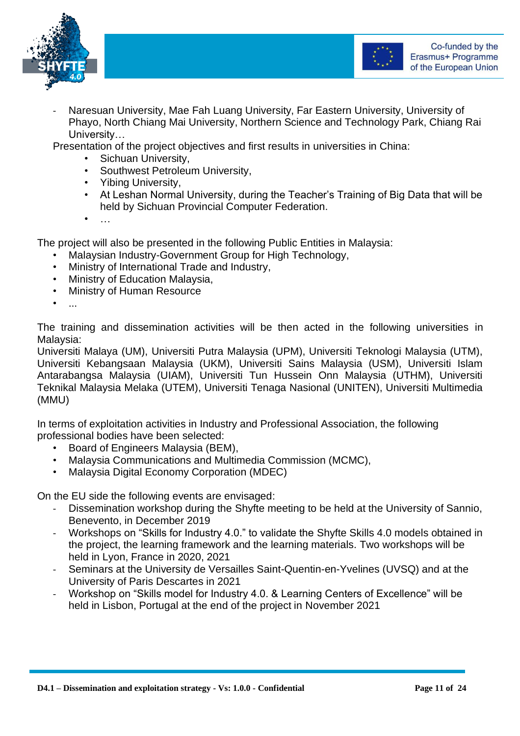- Naresuan University, Mae Fah Luang University, Far Eastern University, University of Phayo, North Chiang Mai University, Northern Science and Technology Park, Chiang Rai University…

Presentation of the project objectives and first results in universities in China:

- Sichuan University,
- Southwest Petroleum University,
- Yibing University,
- At Leshan Normal University, during the Teacher's Training of Big Data that will be held by Sichuan Provincial Computer Federation.
- …

The project will also be presented in the following Public Entities in Malaysia:

- Malaysian Industry-Government Group for High Technology,
- Ministry of International Trade and Industry,
- Ministry of Education Malaysia,
- Ministry of Human Resource
- ...

The training and dissemination activities will be then acted in the following universities in Malaysia:
Universiti Malaya (UM), Universiti Putra Malaysia (UPM), Universiti Teknologi Malaysia (UTM), Universiti Kebangsaan Malaysia (UKM), Universiti Sains Malaysia (USM), Universiti Islam Antarabangsa Malaysia (UIAM), Universiti Tun Hussein Onn Malaysia (UTHM), Universiti Teknikal Malaysia Melaka (UTEM), Universiti Tenaga Nasional (UNITEN), Universiti Multimedia (MMU)

In terms of exploitation activities in Industry and Professional Association, the following professional bodies have been selected:

- Board of Engineers Malaysia (BEM),
- Malaysia Communications and Multimedia Commission (MCMC),
- Malaysia Digital Economy Corporation (MDEC)

On the EU side the following events are envisaged:

- Dissemination workshop during the Shyfte meeting to be held at the University of Sannio, Benevento, in December 2019
- Workshops on "Skills for Industry 4.0." to validate the Shyfte Skills 4.0 models obtained in the project, the learning framework and the learning materials. Two workshops will be held in Lyon, France in 2020, 2021
- Seminars at the University de Versailles Saint-Quentin-en-Yvelines (UVSQ) and at the University of Paris Descartes in 2021
- Workshop on "Skills model for Industry 4.0. & Learning Centers of Excellence" will be held in Lisbon, Portugal at the end of the project in November 2021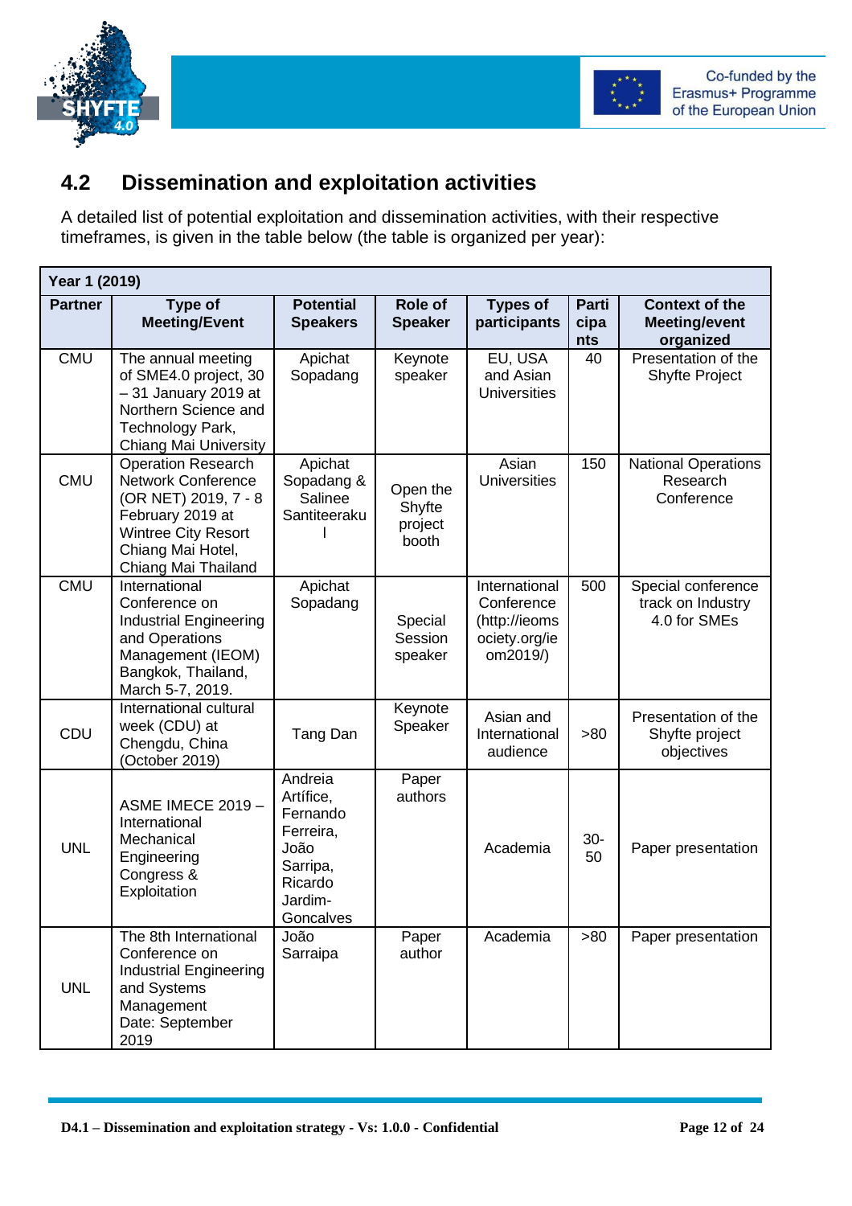## 4.2 Dissemination and exploitation activities

A detailed list of potential exploitation and dissemination activities, with their respective timeframes, is given in the table below (the table is organized per year):

| **Year 1 (2019)** | | | | | | |
|---|---|---|---|---|---|---|
| **Partner** | **Type of Meeting/Event** | **Potential Speakers** | **Role of Speaker** | **Types of participants** | **Participants** | **Context of the Meeting/event organized** |
| CMU | The annual meeting of SME4.0 project, 30 – 31 January 2019 at Northern Science and Technology Park, Chiang Mai University | Apichat Sopadang | Keynote speaker | EU, USA and Asian Universities | 40 | Presentation of the Shyfte Project |
| CMU | Operation Research Network Conference (OR NET) 2019, 7 - 8 February 2019 at Wintree City Resort Chiang Mai Hotel, Chiang Mai Thailand | Apichat Sopadang & Salinee Santiteerakul | Open the Shyfte project booth | Asian Universities | 150 | National Operations Research Conference |
| CMU | International Conference on Industrial Engineering and Operations Management (IEOM) Bangkok, Thailand, March 5-7, 2019. | Apichat Sopadang | Special Session speaker | International Conference (http://ieomsociety.org/ieom2019/) | 500 | Special conference track on Industry 4.0 for SMEs |
| CDU | International cultural week (CDU) at Chengdu, China (October 2019) | Tang Dan | Keynote Speaker | Asian and International audience | >80 | Presentation of the Shyfte project objectives |
| UNL | ASME IMECE 2019 – International Mechanical Engineering Congress & Exploitation | Andreia Artífice, Fernando Ferreira, João Sarripa, Ricardo Jardim-Goncalves | Paper authors | Academia | 30-50 | Paper presentation |
| UNL | The 8th International Conference on Industrial Engineering and Systems Management Date: September 2019 | João Sarraipa | Paper author | Academia | >80 | Paper presentation |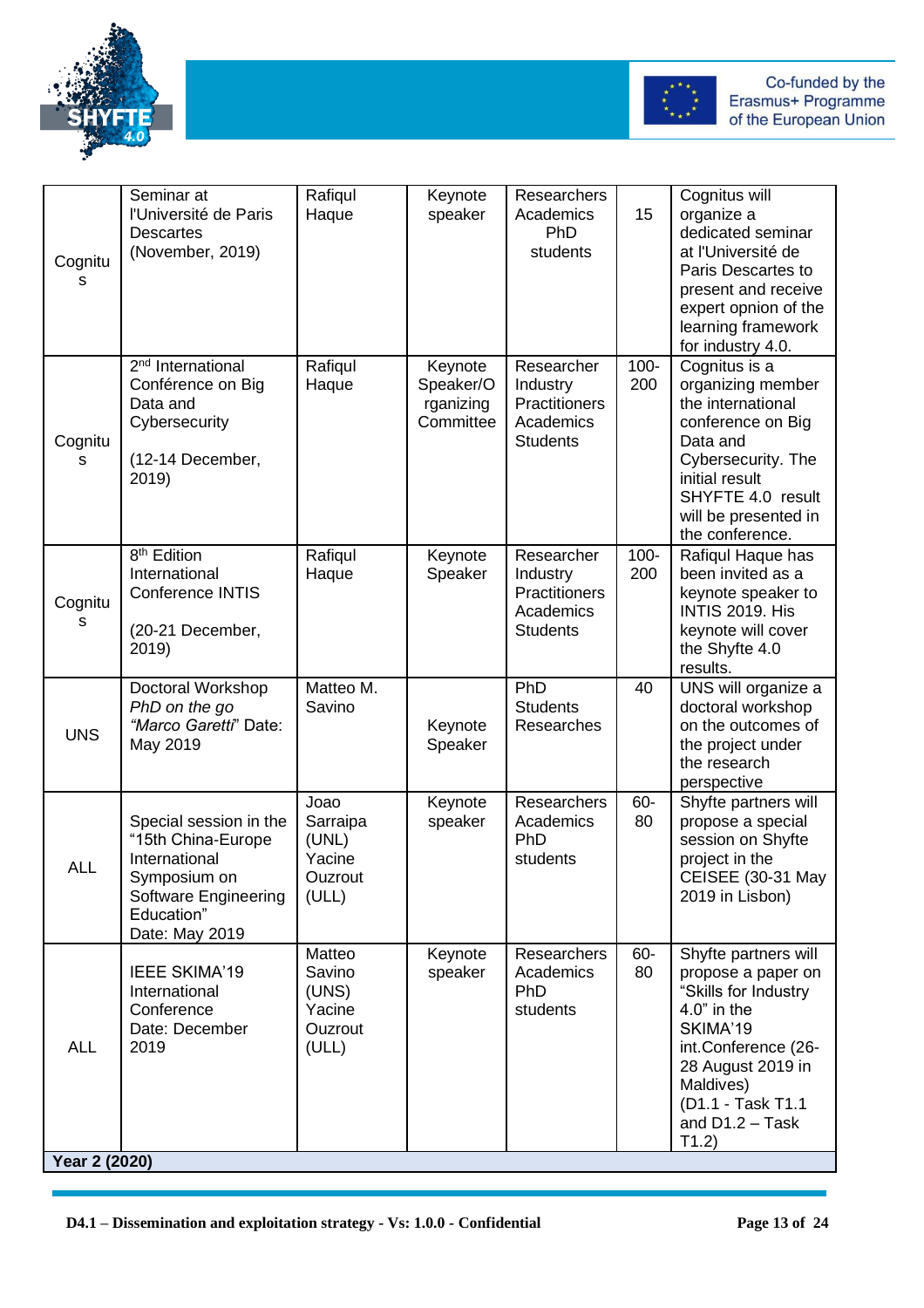| Cognitus | Seminar at l'Université de Paris Descartes (November, 2019) | Rafiqul Haque | Keynote speaker | Researchers Academics PhD students | 15 | Cognitus will organize a dedicated seminar at l'Université de Paris Descartes to present and receive expert opinion of the learning framework for industry 4.0. |
|---|---|---|---|---|---|---|
| Cognitus | 2nd International Conférence on Big Data and Cybersecurity (12-14 December, 2019) | Rafiqul Haque | Keynote Speaker/Organizing Committee | Researcher Industry Practitioners Academics Students | 100-200 | Cognitus is a organizing member the international conference on Big Data and Cybersecurity. The initial result SHYFTE 4.0 result will be presented in the conference. |
| Cognitus | 8th Edition International Conference INTIS (20-21 December, 2019) | Rafiqul Haque | Keynote Speaker | Researcher Industry Practitioners Academics Students | 100-200 | Rafiqul Haque has been invited as a keynote speaker to INTIS 2019. His keynote will cover the Shyfte 4.0 results. |
| UNS | Doctoral Workshop *PhD on the go "Marco Garetti"* Date: May 2019 | Matteo M. Savino | Keynote Speaker | PhD Students Researches | 40 | UNS will organize a doctoral workshop on the outcomes of the project under the research perspective |
| ALL | Special session in the "15th China-Europe International Symposium on Software Engineering Education" Date: May 2019 | Joao Sarraipa (UNL) Yacine Ouzrout (ULL) | Keynote speaker | Researchers Academics PhD students | 60-80 | Shyfte partners will propose a special session on Shyfte project in the CEISEE (30-31 May 2019 in Lisbon) |
| ALL | IEEE SKIMA'19 International Conference Date: December 2019 | Matteo Savino (UNS) Yacine Ouzrout (ULL) | Keynote speaker | Researchers Academics PhD students | 60-80 | Shyfte partners will propose a paper on "Skills for Industry 4.0" in the SKIMA'19 int.Conference (26-28 August 2019 in Maldives) (D1.1 - Task T1.1 and D1.2 – Task T1.2) |
| **Year 2 (2020)** | | | | | | |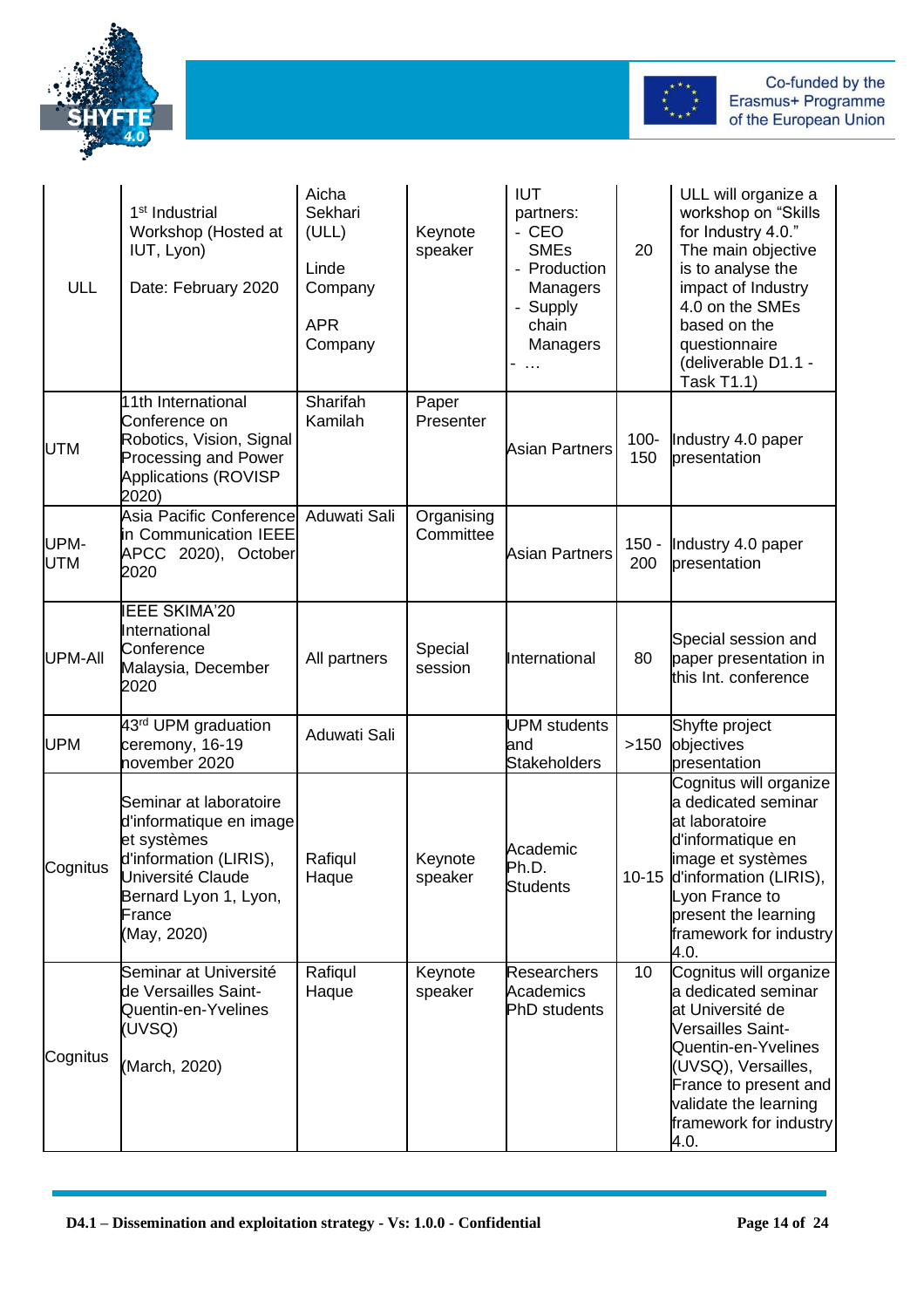| ULL | 1st Industrial Workshop (Hosted at IUT, Lyon)<br><br>Date: February 2020 | Aicha Sekhari (ULL)<br><br>Linde Company<br><br>APR Company | Keynote speaker | IUT partners:<br>- CEO SMEs<br>- Production Managers<br>- Supply chain Managers<br>- … | 20 | ULL will organize a workshop on "Skills for Industry 4.0." The main objective is to analyse the impact of Industry 4.0 on the SMEs based on the questionnaire (deliverable D1.1 - Task T1.1) |
|---|---|---|---|---|---|---|
| UTM | 11th International Conference on Robotics, Vision, Signal Processing and Power Applications (ROVISP 2020) | Sharifah Kamilah | Paper Presenter | Asian Partners | 100-150 | Industry 4.0 paper presentation |
| UPM-UTM | Asia Pacific Conference in Communication IEEE APCC 2020), October 2020 | Aduwati Sali | Organising Committee | Asian Partners | 150 - 200 | Industry 4.0 paper presentation |
| UPM-All | IEEE SKIMA'20 International Conference Malaysia, December 2020 | All partners | Special session | International | 80 | Special session and paper presentation in this Int. conference |
| UPM | 43rd UPM graduation ceremony, 16-19 november 2020 | Aduwati Sali | | UPM students and Stakeholders | >150 | Shyfte project objectives presentation |
| Cognitus | Seminar at laboratoire d'informatique en image et systèmes d'information (LIRIS), Université Claude Bernard Lyon 1, Lyon, France<br>(May, 2020) | Rafiqul Haque | Keynote speaker | Academic Ph.D. Students | 10-15 | Cognitus will organize a dedicated seminar at laboratoire d'informatique en image et systèmes d'information (LIRIS), Lyon France to present the learning framework for industry 4.0. |
| Cognitus | Seminar at Université de Versailles Saint-Quentin-en-Yvelines (UVSQ)<br><br>(March, 2020) | Rafiqul Haque | Keynote speaker | Researchers Academics PhD students | 10 | Cognitus will organize a dedicated seminar at Université de Versailles Saint-Quentin-en-Yvelines (UVSQ), Versailles, France to present and validate the learning framework for industry 4.0. |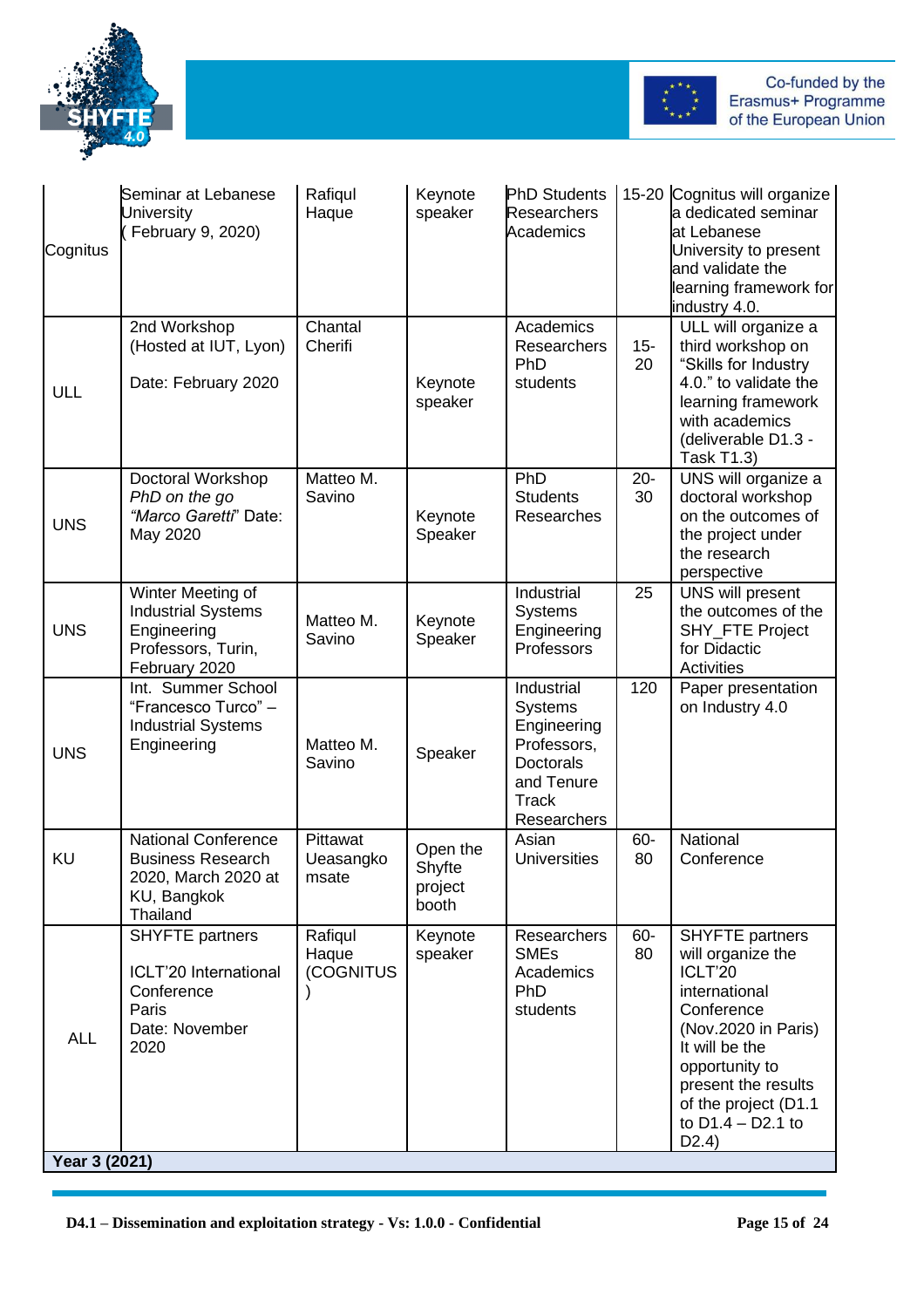| | | | | | | |
|---|---|---|---|---|---|---|
| Cognitus | Seminar at Lebanese University ( February 9, 2020) | Rafiqul Haque | Keynote speaker | PhD Students Researchers Academics | 15-20 | Cognitus will organize a dedicated seminar at Lebanese University to present and validate the learning framework for industry 4.0. |
| ULL | 2nd Workshop (Hosted at IUT, Lyon) Date: February 2020 | Chantal Cherifi | Keynote speaker | Academics Researchers PhD students | 15-20 | ULL will organize a third workshop on “Skills for Industry 4.0.” to validate the learning framework with academics (deliverable D1.3 - Task T1.3) |
| UNS | Doctoral Workshop *PhD on the go “Marco Garetti*” Date: May 2020 | Matteo M. Savino | Keynote Speaker | PhD Students Researches | 20-30 | UNS will organize a doctoral workshop on the outcomes of the project under the research perspective |
| UNS | Winter Meeting of Industrial Systems Engineering Professors, Turin, February 2020 | Matteo M. Savino | Keynote Speaker | Industrial Systems Engineering Professors | 25 | UNS will present the outcomes of the SHY_FTE Project for Didactic Activities |
| UNS | Int. Summer School “Francesco Turco” – Industrial Systems Engineering | Matteo M. Savino | Speaker | Industrial Systems Engineering Professors, Doctorals and Tenure Track Researchers | 120 | Paper presentation on Industry 4.0 |
| KU | National Conference Business Research 2020, March 2020 at KU, Bangkok Thailand | Pittawat Ueasangko msate | Open the Shyfte project booth | Asian Universities | 60-80 | National Conference |
| ALL | SHYFTE partners ICLT’20 International Conference Paris Date: November 2020 | Rafiqul Haque (COGNITUS ) | Keynote speaker | Researchers SMEs Academics PhD students | 60-80 | SHYFTE partners will organize the ICLT’20 international Conference (Nov.2020 in Paris) It will be the opportunity to present the results of the project (D1.1 to D1.4 – D2.1 to D2.4) |
| **Year 3 (2021)** | | | | | | |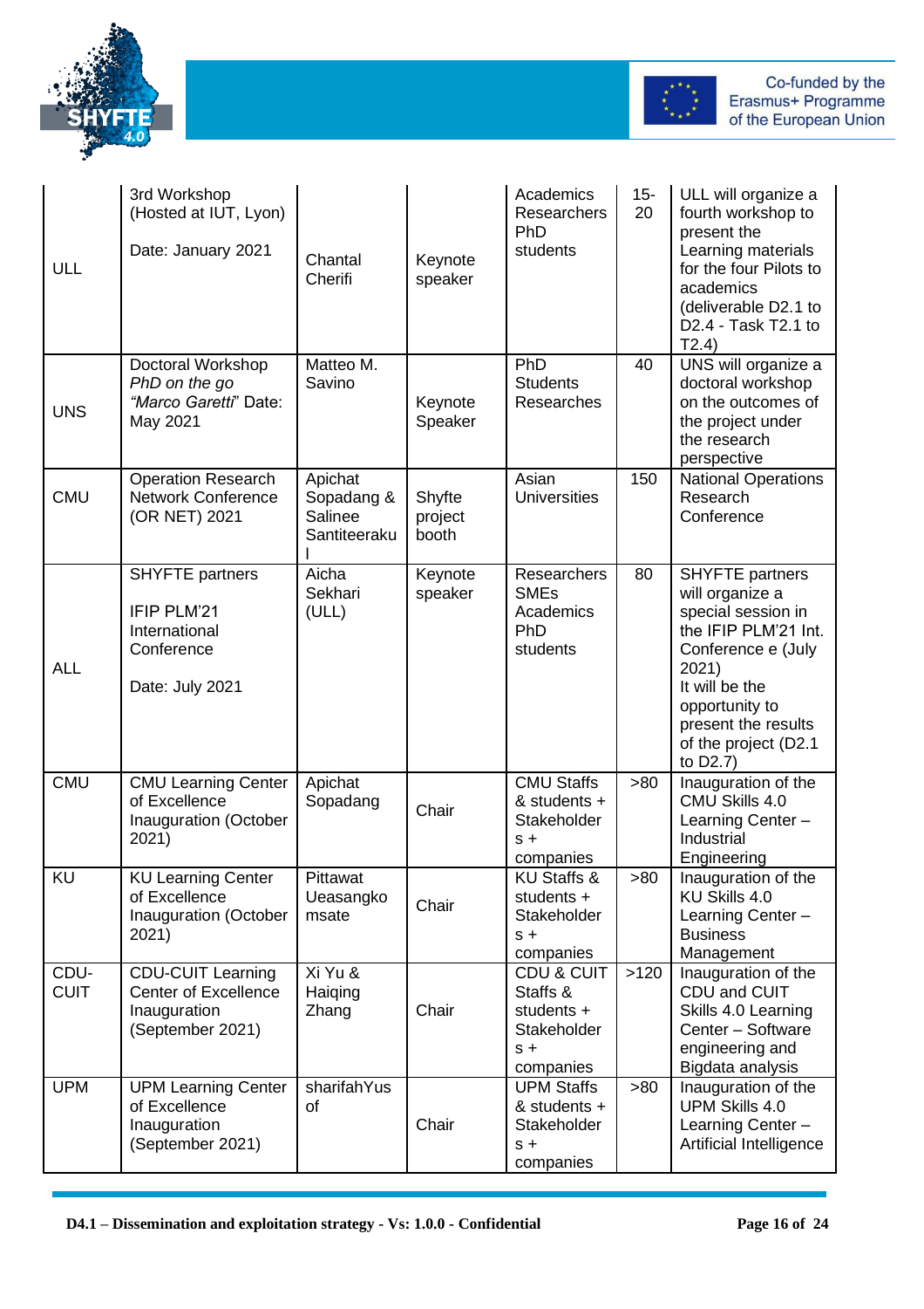| ULL | 3rd Workshop (Hosted at IUT, Lyon)<br><br>Date: January 2021 | Chantal Cherifi | Keynote speaker | Academics Researchers PhD students | 15-20 | ULL will organize a fourth workshop to present the Learning materials for the four Pilots to academics (deliverable D2.1 to D2.4 - Task T2.1 to T2.4) |
|---|---|---|---|---|---|---|
| UNS | Doctoral Workshop *PhD on the go "Marco Garetti"* Date: May 2021 | Matteo M. Savino | Keynote Speaker | PhD Students Researches | 40 | UNS will organize a doctoral workshop on the outcomes of the project under the research perspective |
| CMU | Operation Research Network Conference (OR NET) 2021 | Apichat Sopadang & Salinee Santiteerakul | Shyfte project booth | Asian Universities | 150 | National Operations Research Conference |
| ALL | SHYFTE partners<br><br>IFIP PLM'21 International Conference<br><br>Date: July 2021 | Aicha Sekhari (ULL) | Keynote speaker | Researchers SMEs Academics PhD students | 80 | SHYFTE partners will organize a special session in the IFIP PLM'21 Int. Conference e (July 2021)<br>It will be the opportunity to present the results of the project (D2.1 to D2.7) |
| CMU | CMU Learning Center of Excellence Inauguration (October 2021) | Apichat Sopadang | Chair | CMU Staffs & students + Stakeholders + companies | >80 | Inauguration of the CMU Skills 4.0 Learning Center – Industrial Engineering |
| KU | KU Learning Center of Excellence Inauguration (October 2021) | Pittawat Ueasangkomsate | Chair | KU Staffs & students + Stakeholders + companies | >80 | Inauguration of the KU Skills 4.0 Learning Center – Business Management |
| CDU-CUIT | CDU-CUIT Learning Center of Excellence Inauguration (September 2021) | Xi Yu & Haiqing Zhang | Chair | CDU & CUIT Staffs & students + Stakeholders + companies | >120 | Inauguration of the CDU and CUIT Skills 4.0 Learning Center – Software engineering and Bigdata analysis |
| UPM | UPM Learning Center of Excellence Inauguration (September 2021) | sharifahYusof | Chair | UPM Staffs & students + Stakeholders + companies | >80 | Inauguration of the UPM Skills 4.0 Learning Center – Artificial Intelligence |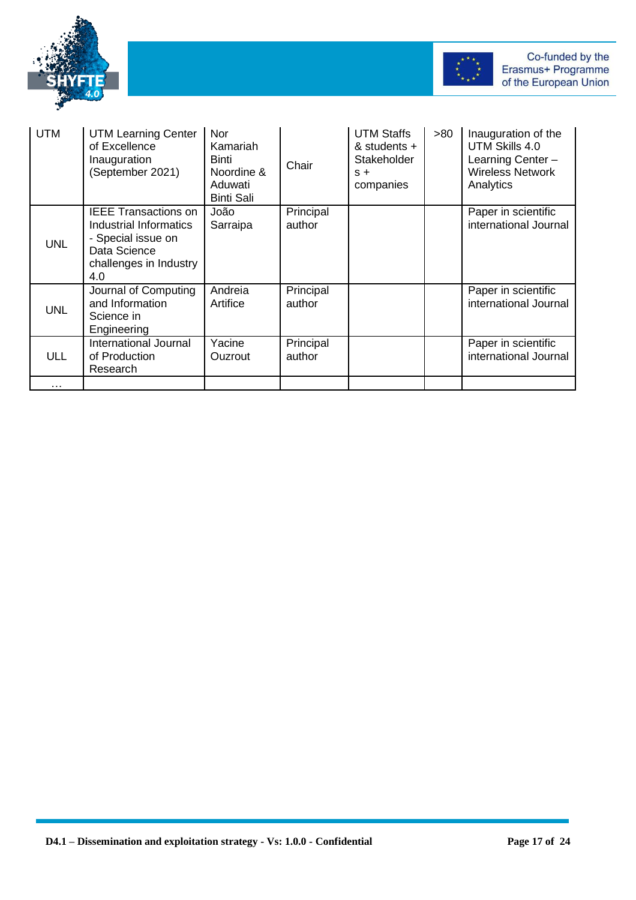| | | | | | | |
|---|---|---|---|---|---|---|
| UTM | UTM Learning Center of Excellence Inauguration (September 2021) | Nor Kamariah Binti Noordine & Aduwati Binti Sali | Chair | UTM Staffs & students + Stakeholders + companies | >80 | Inauguration of the UTM Skills 4.0 Learning Center – Wireless Network Analytics |
| UNL | IEEE Transactions on Industrial Informatics - Special issue on Data Science challenges in Industry 4.0 | João Sarraipa | Principal author | | | Paper in scientific international Journal |
| UNL | Journal of Computing and Information Science in Engineering | Andreia Artifice | Principal author | | | Paper in scientific international Journal |
| ULL | International Journal of Production Research | Yacine Ouzrout | Principal author | | | Paper in scientific international Journal |
| … | | | | | | |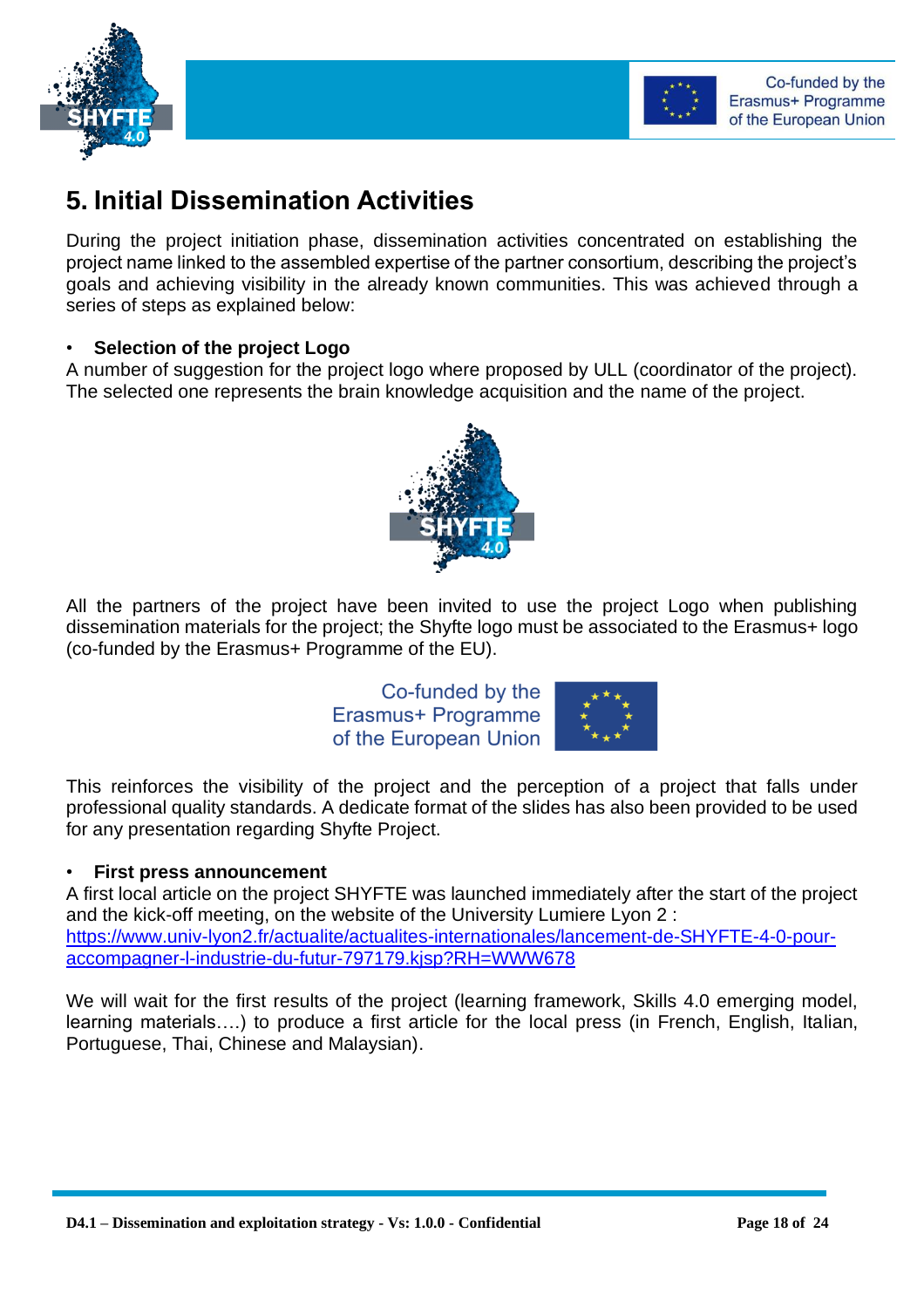# 5. Initial Dissemination Activities

During the project initiation phase, dissemination activities concentrated on establishing the project name linked to the assembled expertise of the partner consortium, describing the project's goals and achieving visibility in the already known communities. This was achieved through a series of steps as explained below:

- **Selection of the project Logo**

A number of suggestion for the project logo where proposed by ULL (coordinator of the project). The selected one represents the brain knowledge acquisition and the name of the project.

All the partners of the project have been invited to use the project Logo when publishing dissemination materials for the project; the Shyfte logo must be associated to the Erasmus+ logo (co-funded by the Erasmus+ Programme of the EU).

This reinforces the visibility of the project and the perception of a project that falls under professional quality standards. A dedicate format of the slides has also been provided to be used for any presentation regarding Shyfte Project.

- **First press announcement**

A first local article on the project SHYFTE was launched immediately after the start of the project and the kick-off meeting, on the website of the University Lumiere Lyon 2 : [https://www.univ-lyon2.fr/actualite/actualites-internationales/lancement-de-SHYFTE-4-0-pour-accompagner-l-industrie-du-futur-797179.kjsp?RH=WWW678](https://www.univ-lyon2.fr/actualite/actualites-internationales/lancement-de-SHYFTE-4-0-pour-accompagner-l-industrie-du-futur-797179.kjsp?RH=WWW678)

We will wait for the first results of the project (learning framework, Skills 4.0 emerging model, learning materials….) to produce a first article for the local press (in French, English, Italian, Portuguese, Thai, Chinese and Malaysian).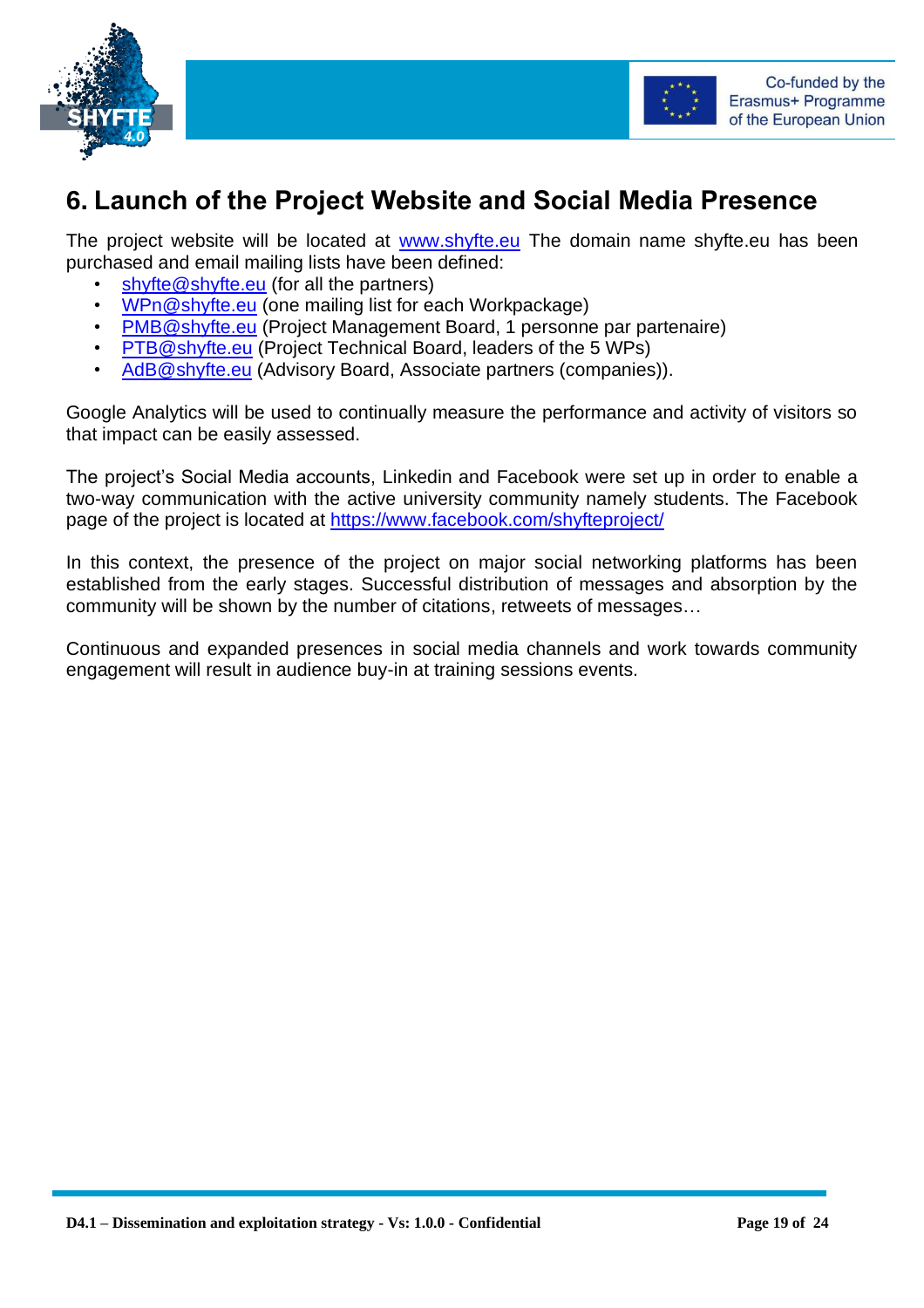# 6. Launch of the Project Website and Social Media Presence

The project website will be located at www.shyfte.eu The domain name shyfte.eu has been purchased and email mailing lists have been defined:

- shyfte@shyfte.eu (for all the partners)
- WPn@shyfte.eu (one mailing list for each Workpackage)
- PMB@shyfte.eu (Project Management Board, 1 personne par partenaire)
- PTB@shyfte.eu (Project Technical Board, leaders of the 5 WPs)
- AdB@shyfte.eu (Advisory Board, Associate partners (companies)).

Google Analytics will be used to continually measure the performance and activity of visitors so that impact can be easily assessed.

The project's Social Media accounts, Linkedin and Facebook were set up in order to enable a two-way communication with the active university community namely students. The Facebook page of the project is located at https://www.facebook.com/shyfteproject/

In this context, the presence of the project on major social networking platforms has been established from the early stages. Successful distribution of messages and absorption by the community will be shown by the number of citations, retweets of messages…

Continuous and expanded presences in social media channels and work towards community engagement will result in audience buy-in at training sessions events.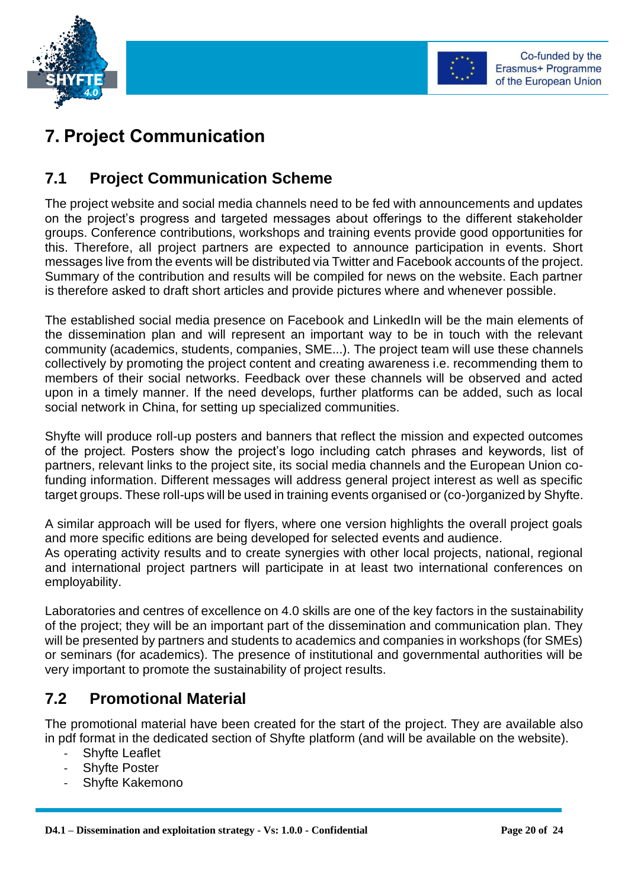# 7. Project Communication

## 7.1 Project Communication Scheme

The project website and social media channels need to be fed with announcements and updates on the project's progress and targeted messages about offerings to the different stakeholder groups. Conference contributions, workshops and training events provide good opportunities for this. Therefore, all project partners are expected to announce participation in events. Short messages live from the events will be distributed via Twitter and Facebook accounts of the project. Summary of the contribution and results will be compiled for news on the website. Each partner is therefore asked to draft short articles and provide pictures where and whenever possible.

The established social media presence on Facebook and LinkedIn will be the main elements of the dissemination plan and will represent an important way to be in touch with the relevant community (academics, students, companies, SME...). The project team will use these channels collectively by promoting the project content and creating awareness i.e. recommending them to members of their social networks. Feedback over these channels will be observed and acted upon in a timely manner. If the need develops, further platforms can be added, such as local social network in China, for setting up specialized communities.

Shyfte will produce roll-up posters and banners that reflect the mission and expected outcomes of the project. Posters show the project's logo including catch phrases and keywords, list of partners, relevant links to the project site, its social media channels and the European Union co-funding information. Different messages will address general project interest as well as specific target groups. These roll-ups will be used in training events organised or (co-)organized by Shyfte.

A similar approach will be used for flyers, where one version highlights the overall project goals and more specific editions are being developed for selected events and audience.
As operating activity results and to create synergies with other local projects, national, regional and international project partners will participate in at least two international conferences on employability.

Laboratories and centres of excellence on 4.0 skills are one of the key factors in the sustainability of the project; they will be an important part of the dissemination and communication plan. They will be presented by partners and students to academics and companies in workshops (for SMEs) or seminars (for academics). The presence of institutional and governmental authorities will be very important to promote the sustainability of project results.

## 7.2 Promotional Material

The promotional material have been created for the start of the project. They are available also in pdf format in the dedicated section of Shyfte platform (and will be available on the website).

- Shyfte Leaflet
- Shyfte Poster
- Shyfte Kakemono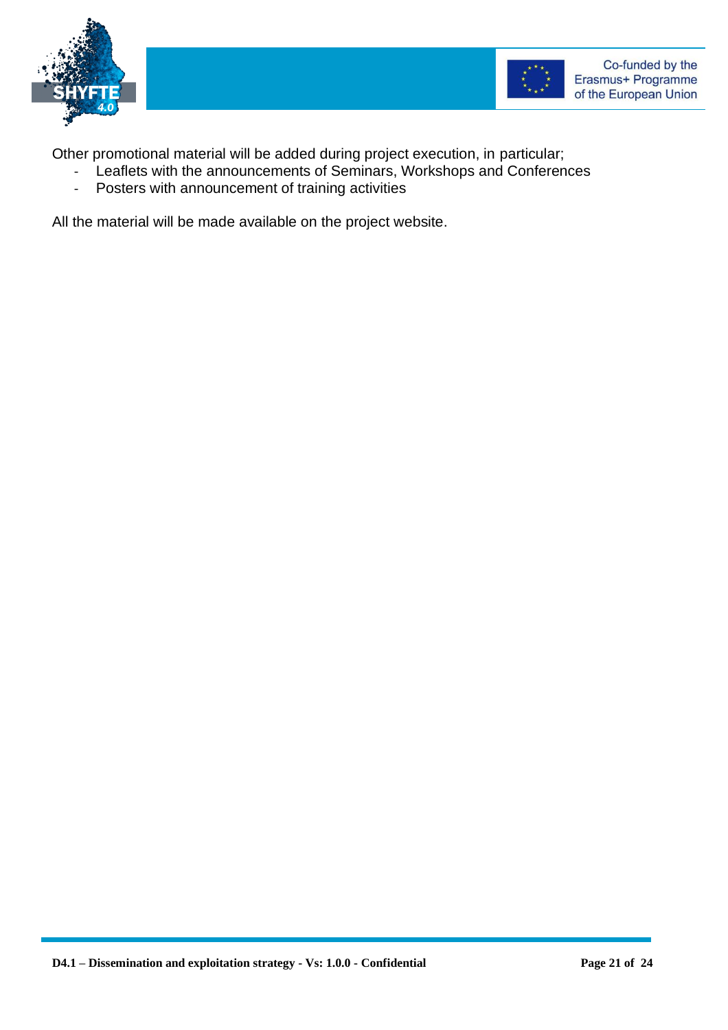Other promotional material will be added during project execution, in particular;

- Leaflets with the announcements of Seminars, Workshops and Conferences
- Posters with announcement of training activities

All the material will be made available on the project website.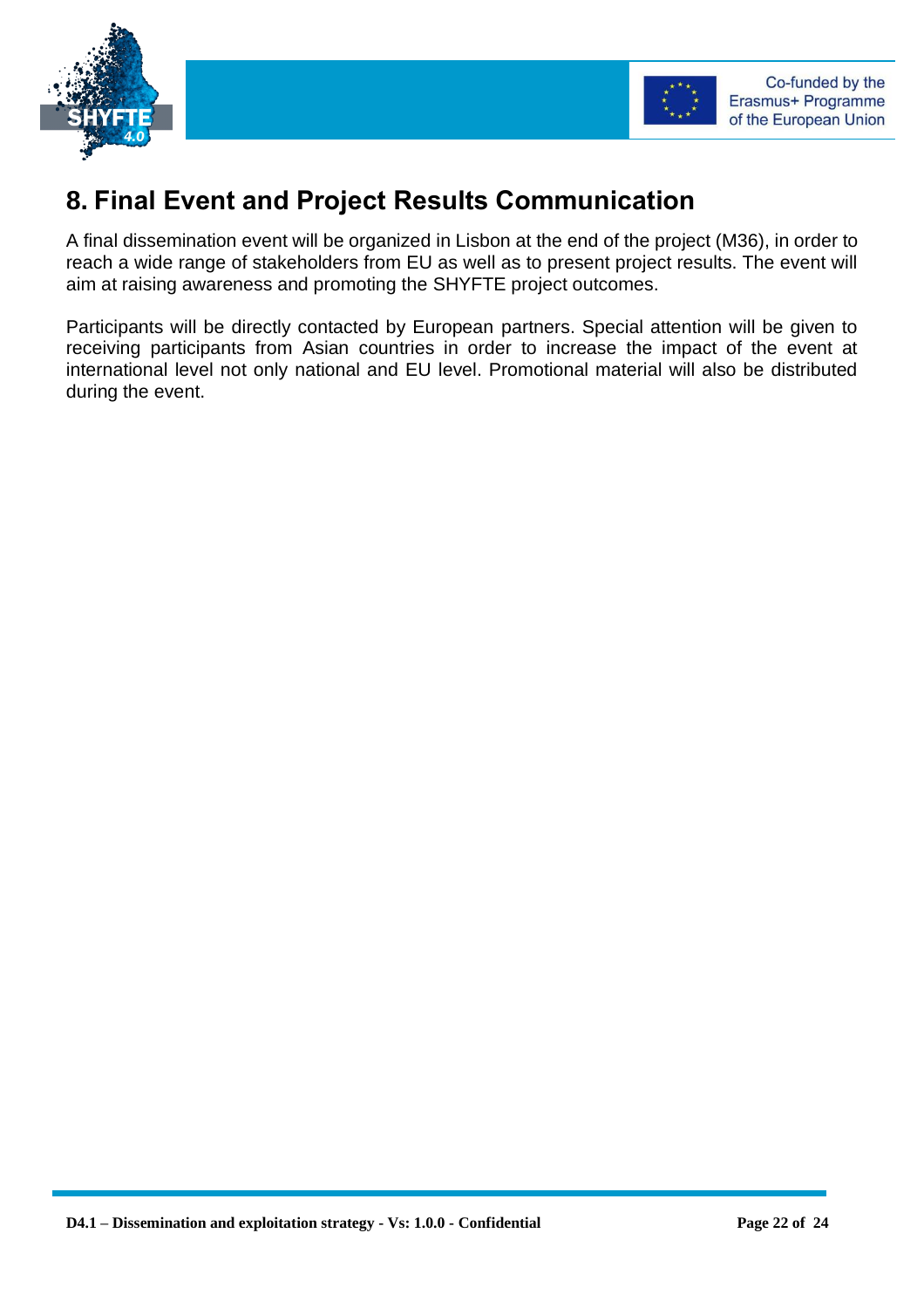# 8. Final Event and Project Results Communication

A final dissemination event will be organized in Lisbon at the end of the project (M36), in order to reach a wide range of stakeholders from EU as well as to present project results. The event will aim at raising awareness and promoting the SHYFTE project outcomes.

Participants will be directly contacted by European partners. Special attention will be given to receiving participants from Asian countries in order to increase the impact of the event at international level not only national and EU level. Promotional material will also be distributed during the event.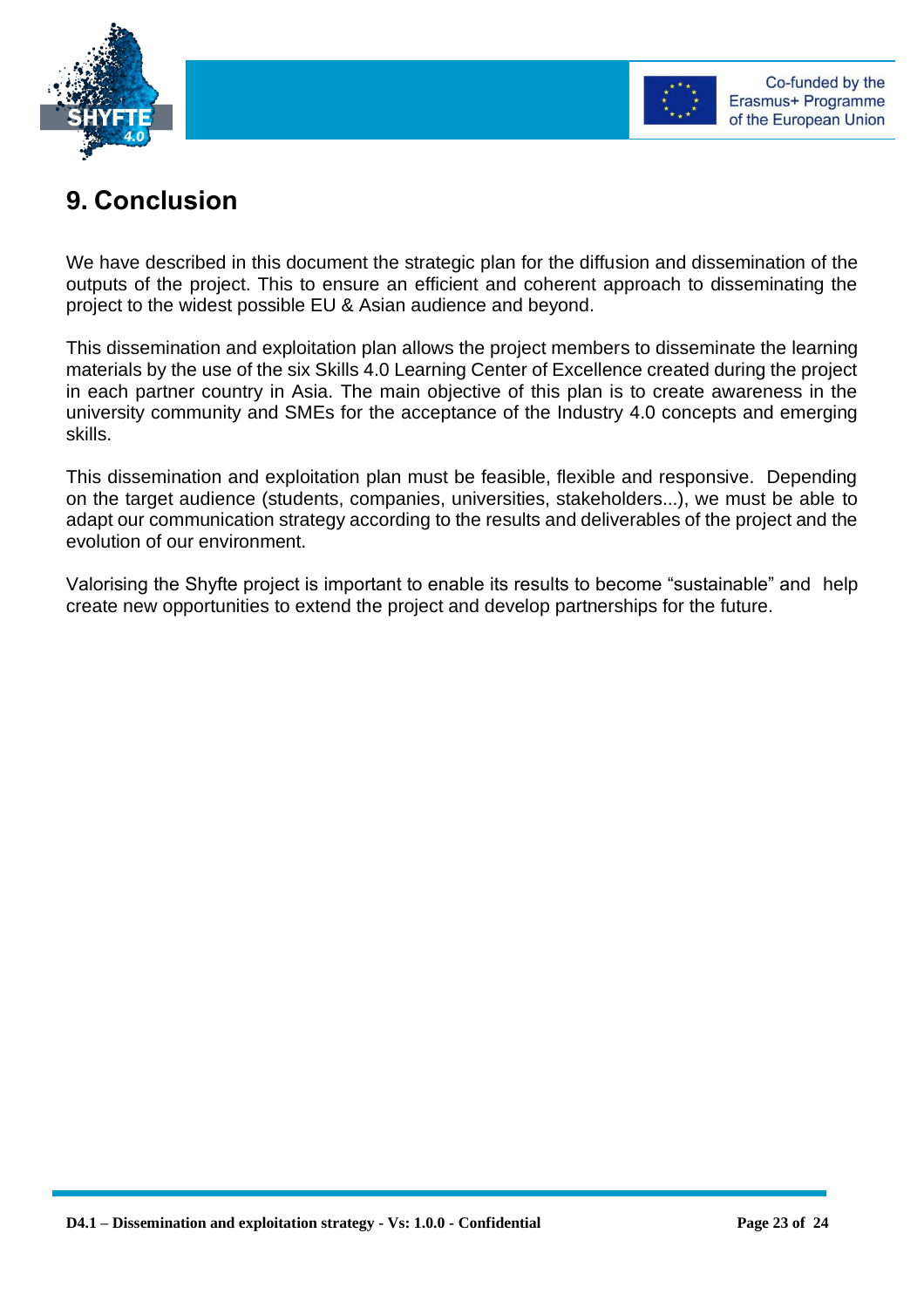# 9. Conclusion

We have described in this document the strategic plan for the diffusion and dissemination of the outputs of the project. This to ensure an efficient and coherent approach to disseminating the project to the widest possible EU & Asian audience and beyond.

This dissemination and exploitation plan allows the project members to disseminate the learning materials by the use of the six Skills 4.0 Learning Center of Excellence created during the project in each partner country in Asia. The main objective of this plan is to create awareness in the university community and SMEs for the acceptance of the Industry 4.0 concepts and emerging skills.

This dissemination and exploitation plan must be feasible, flexible and responsive. Depending on the target audience (students, companies, universities, stakeholders...), we must be able to adapt our communication strategy according to the results and deliverables of the project and the evolution of our environment.

Valorising the Shyfte project is important to enable its results to become "sustainable" and help create new opportunities to extend the project and develop partnerships for the future.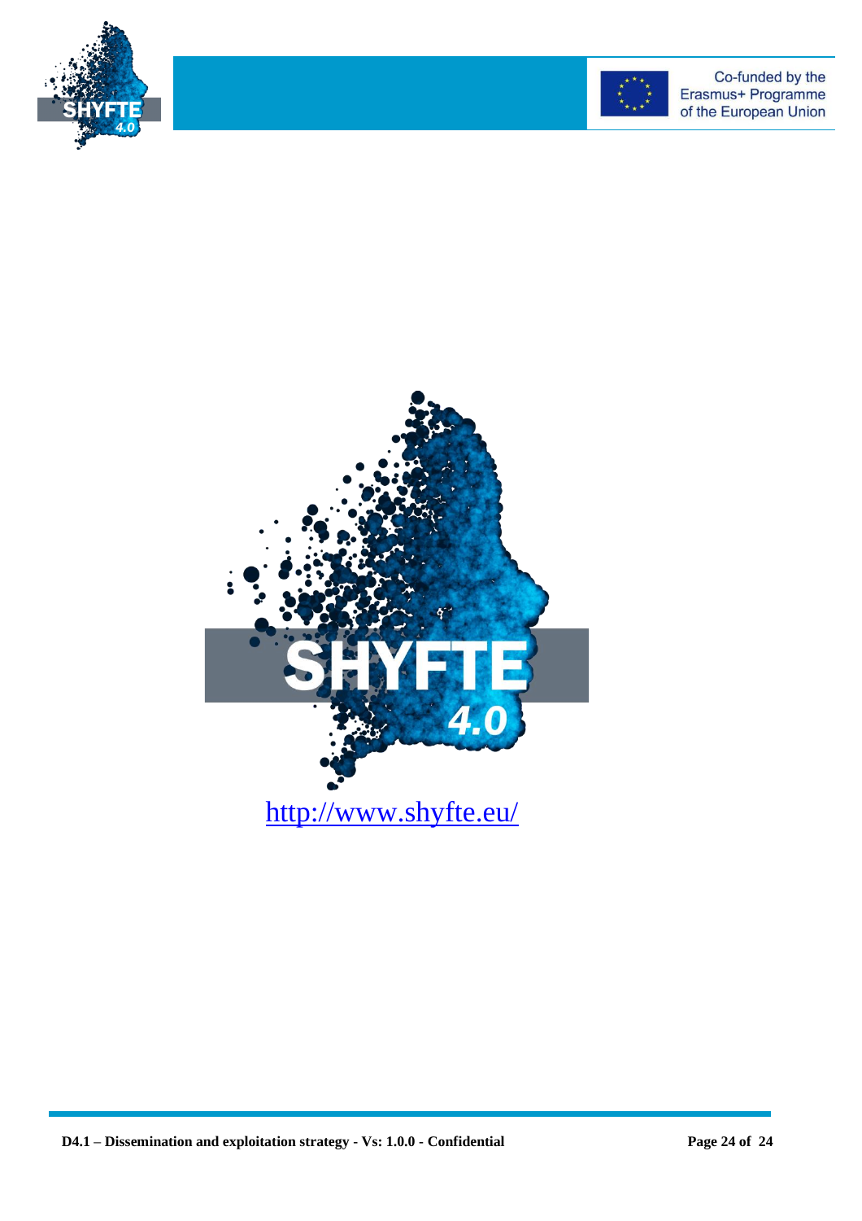SHYFTE 4.0

http://www.shyfte.eu/